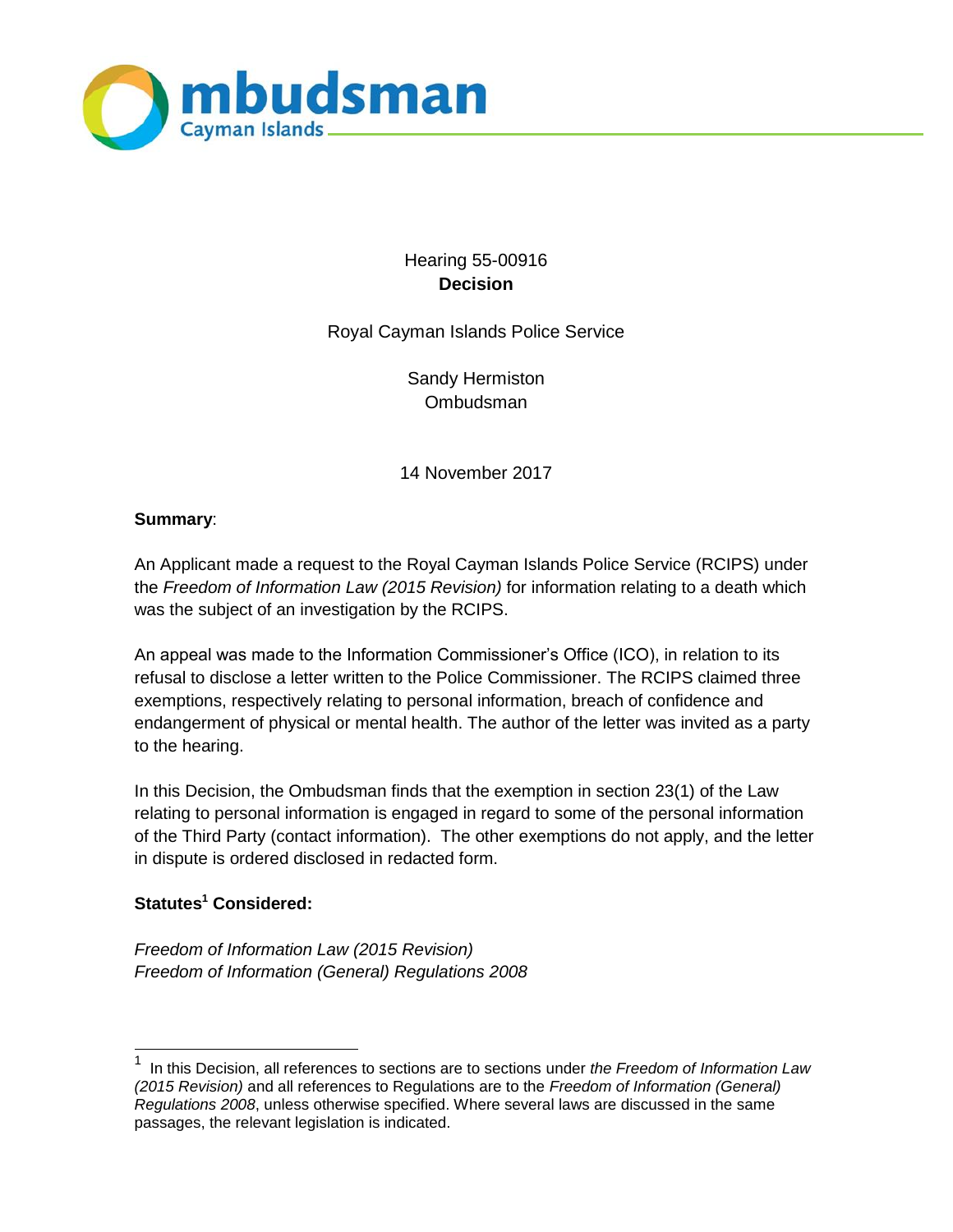Ombudsman Cayman Islands

Hearing 55-00916
**Decision**

Royal Cayman Islands Police Service

Sandy Hermiston
Ombudsman

14 November 2017

**Summary**:

An Applicant made a request to the Royal Cayman Islands Police Service (RCIPS) under the *Freedom of Information Law (2015 Revision)* for information relating to a death which was the subject of an investigation by the RCIPS.

An appeal was made to the Information Commissioner's Office (ICO), in relation to its refusal to disclose a letter written to the Police Commissioner. The RCIPS claimed three exemptions, respectively relating to personal information, breach of confidence and endangerment of physical or mental health. The author of the letter was invited as a party to the hearing.

In this Decision, the Ombudsman finds that the exemption in section 23(1) of the Law relating to personal information is engaged in regard to some of the personal information of the Third Party (contact information). The other exemptions do not apply, and the letter in dispute is ordered disclosed in redacted form.

**Statutes[1] Considered:**

*Freedom of Information Law (2015 Revision)*
*Freedom of Information (General) Regulations 2008*

---

[1] In this Decision, all references to sections are to sections under *the Freedom of Information Law (2015 Revision)* and all references to Regulations are to the *Freedom of Information (General) Regulations 2008*, unless otherwise specified. Where several laws are discussed in the same passages, the relevant legislation is indicated.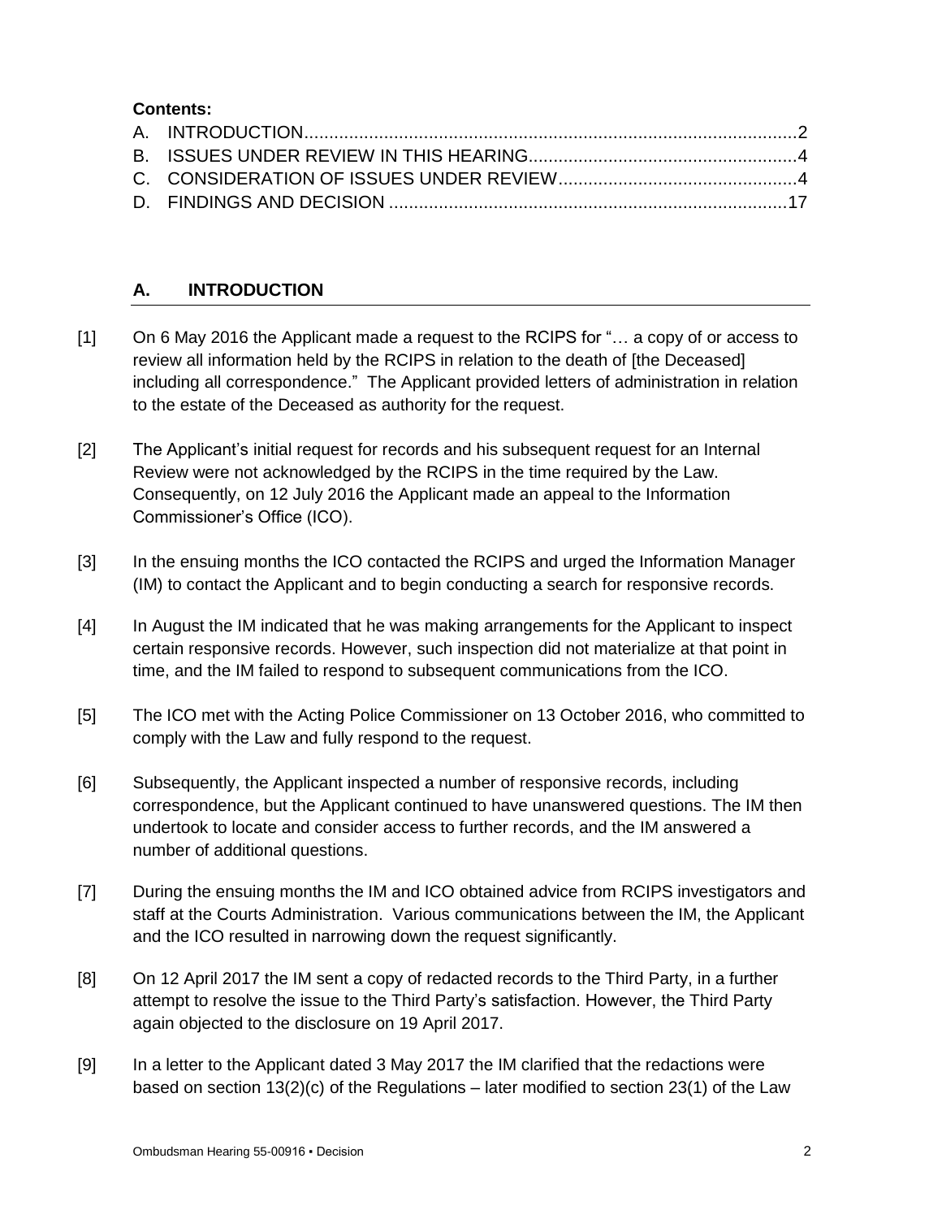**Contents:**

A. INTRODUCTION....................................................................................................2
B. ISSUES UNDER REVIEW IN THIS HEARING......................................................4
C. CONSIDERATION OF ISSUES UNDER REVIEW................................................4
D. FINDINGS AND DECISION ...............................................................................17

## A. INTRODUCTION

[1] On 6 May 2016 the Applicant made a request to the RCIPS for "… a copy of or access to review all information held by the RCIPS in relation to the death of [the Deceased] including all correspondence." The Applicant provided letters of administration in relation to the estate of the Deceased as authority for the request.

[2] The Applicant's initial request for records and his subsequent request for an Internal Review were not acknowledged by the RCIPS in the time required by the Law. Consequently, on 12 July 2016 the Applicant made an appeal to the Information Commissioner's Office (ICO).

[3] In the ensuing months the ICO contacted the RCIPS and urged the Information Manager (IM) to contact the Applicant and to begin conducting a search for responsive records.

[4] In August the IM indicated that he was making arrangements for the Applicant to inspect certain responsive records. However, such inspection did not materialize at that point in time, and the IM failed to respond to subsequent communications from the ICO.

[5] The ICO met with the Acting Police Commissioner on 13 October 2016, who committed to comply with the Law and fully respond to the request.

[6] Subsequently, the Applicant inspected a number of responsive records, including correspondence, but the Applicant continued to have unanswered questions. The IM then undertook to locate and consider access to further records, and the IM answered a number of additional questions.

[7] During the ensuing months the IM and ICO obtained advice from RCIPS investigators and staff at the Courts Administration. Various communications between the IM, the Applicant and the ICO resulted in narrowing down the request significantly.

[8] On 12 April 2017 the IM sent a copy of redacted records to the Third Party, in a further attempt to resolve the issue to the Third Party's satisfaction. However, the Third Party again objected to the disclosure on 19 April 2017.

[9] In a letter to the Applicant dated 3 May 2017 the IM clarified that the redactions were based on section 13(2)(c) of the Regulations – later modified to section 23(1) of the Law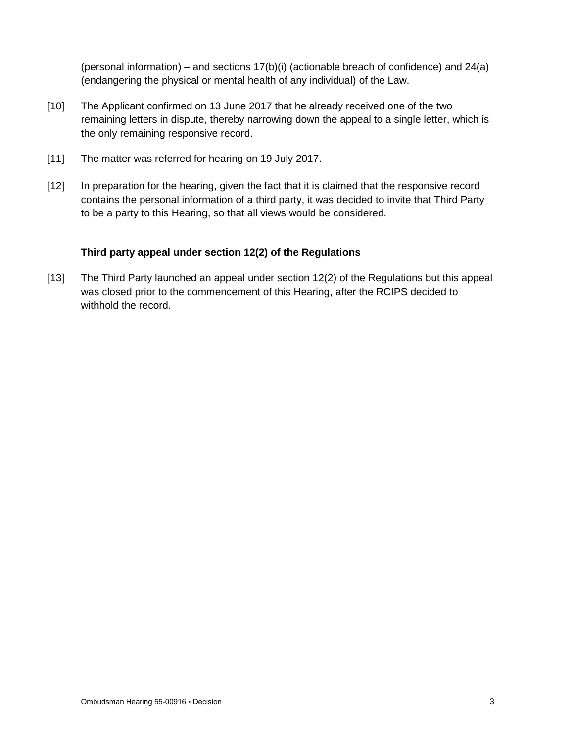(personal information) – and sections 17(b)(i) (actionable breach of confidence) and 24(a) (endangering the physical or mental health of any individual) of the Law.

[10] The Applicant confirmed on 13 June 2017 that he already received one of the two remaining letters in dispute, thereby narrowing down the appeal to a single letter, which is the only remaining responsive record.

[11] The matter was referred for hearing on 19 July 2017.

[12] In preparation for the hearing, given the fact that it is claimed that the responsive record contains the personal information of a third party, it was decided to invite that Third Party to be a party to this Hearing, so that all views would be considered.

**Third party appeal under section 12(2) of the Regulations**

[13] The Third Party launched an appeal under section 12(2) of the Regulations but this appeal was closed prior to the commencement of this Hearing, after the RCIPS decided to withhold the record.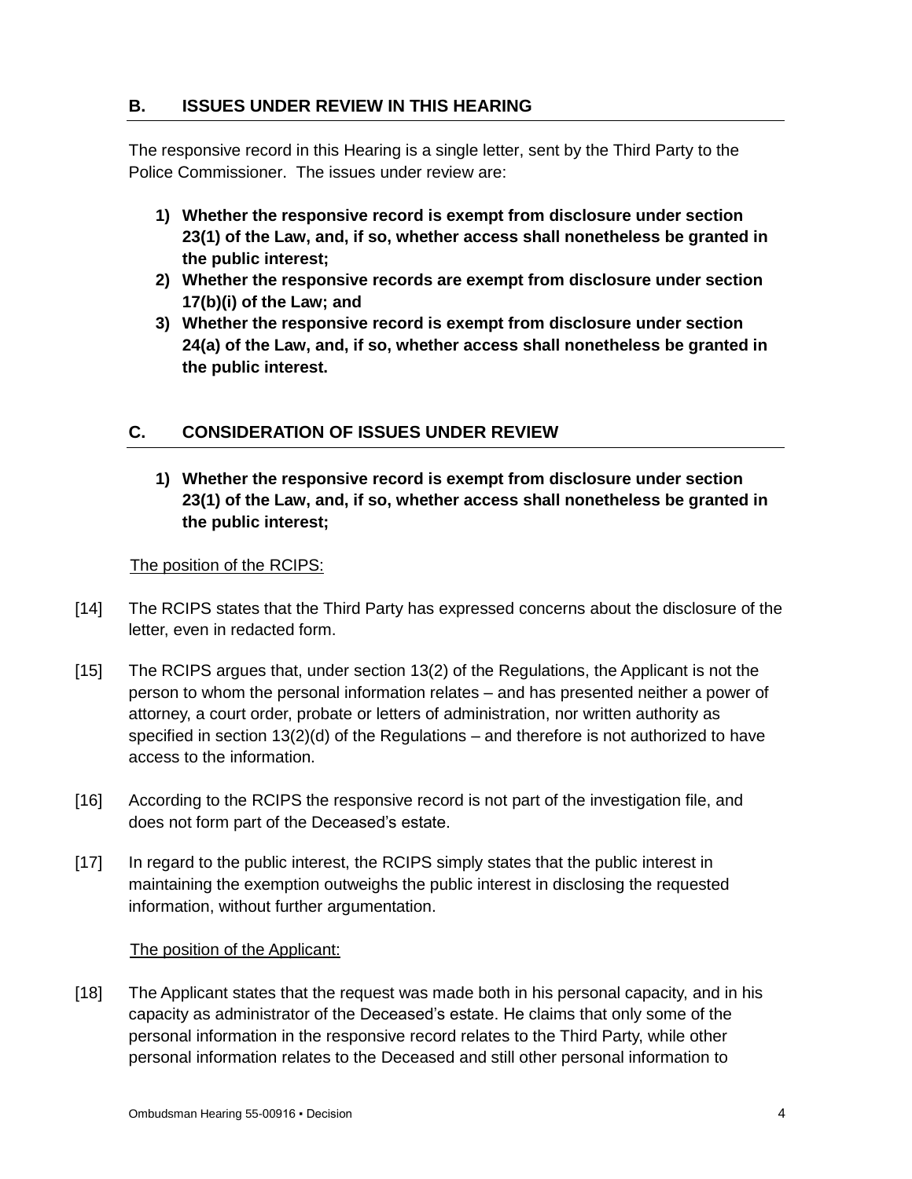## B. ISSUES UNDER REVIEW IN THIS HEARING

The responsive record in this Hearing is a single letter, sent by the Third Party to the Police Commissioner. The issues under review are:

1) **Whether the responsive record is exempt from disclosure under section 23(1) of the Law, and, if so, whether access shall nonetheless be granted in the public interest;**
2) **Whether the responsive records are exempt from disclosure under section 17(b)(i) of the Law; and**
3) **Whether the responsive record is exempt from disclosure under section 24(a) of the Law, and, if so, whether access shall nonetheless be granted in the public interest.**

## C. CONSIDERATION OF ISSUES UNDER REVIEW

1) **Whether the responsive record is exempt from disclosure under section 23(1) of the Law, and, if so, whether access shall nonetheless be granted in the public interest;**

The position of the RCIPS:

[14] The RCIPS states that the Third Party has expressed concerns about the disclosure of the letter, even in redacted form.

[15] The RCIPS argues that, under section 13(2) of the Regulations, the Applicant is not the person to whom the personal information relates – and has presented neither a power of attorney, a court order, probate or letters of administration, nor written authority as specified in section 13(2)(d) of the Regulations – and therefore is not authorized to have access to the information.

[16] According to the RCIPS the responsive record is not part of the investigation file, and does not form part of the Deceased's estate.

[17] In regard to the public interest, the RCIPS simply states that the public interest in maintaining the exemption outweighs the public interest in disclosing the requested information, without further argumentation.

The position of the Applicant:

[18] The Applicant states that the request was made both in his personal capacity, and in his capacity as administrator of the Deceased's estate. He claims that only some of the personal information in the responsive record relates to the Third Party, while other personal information relates to the Deceased and still other personal information to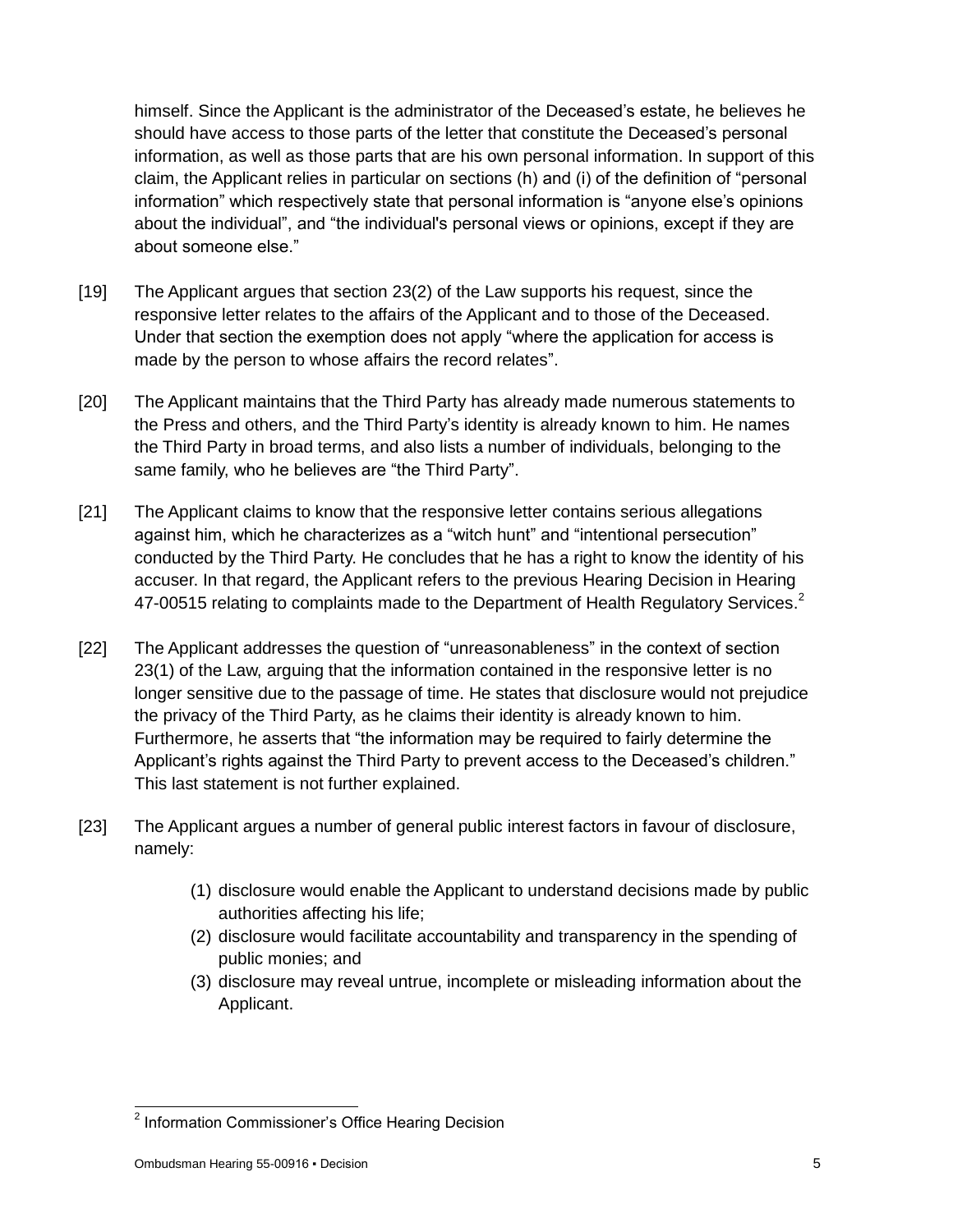himself. Since the Applicant is the administrator of the Deceased's estate, he believes he should have access to those parts of the letter that constitute the Deceased's personal information, as well as those parts that are his own personal information. In support of this claim, the Applicant relies in particular on sections (h) and (i) of the definition of "personal information" which respectively state that personal information is "anyone else's opinions about the individual", and "the individual's personal views or opinions, except if they are about someone else."

[19] The Applicant argues that section 23(2) of the Law supports his request, since the responsive letter relates to the affairs of the Applicant and to those of the Deceased. Under that section the exemption does not apply "where the application for access is made by the person to whose affairs the record relates".

[20] The Applicant maintains that the Third Party has already made numerous statements to the Press and others, and the Third Party's identity is already known to him. He names the Third Party in broad terms, and also lists a number of individuals, belonging to the same family, who he believes are "the Third Party".

[21] The Applicant claims to know that the responsive letter contains serious allegations against him, which he characterizes as a "witch hunt" and "intentional persecution" conducted by the Third Party. He concludes that he has a right to know the identity of his accuser. In that regard, the Applicant refers to the previous Hearing Decision in Hearing 47-00515 relating to complaints made to the Department of Health Regulatory Services.[2]

[22] The Applicant addresses the question of "unreasonableness" in the context of section 23(1) of the Law, arguing that the information contained in the responsive letter is no longer sensitive due to the passage of time. He states that disclosure would not prejudice the privacy of the Third Party, as he claims their identity is already known to him. Furthermore, he asserts that "the information may be required to fairly determine the Applicant's rights against the Third Party to prevent access to the Deceased's children." This last statement is not further explained.

[23] The Applicant argues a number of general public interest factors in favour of disclosure, namely:

(1) disclosure would enable the Applicant to understand decisions made by public authorities affecting his life;
(2) disclosure would facilitate accountability and transparency in the spending of public monies; and
(3) disclosure may reveal untrue, incomplete or misleading information about the Applicant.

---

[2] Information Commissioner's Office Hearing Decision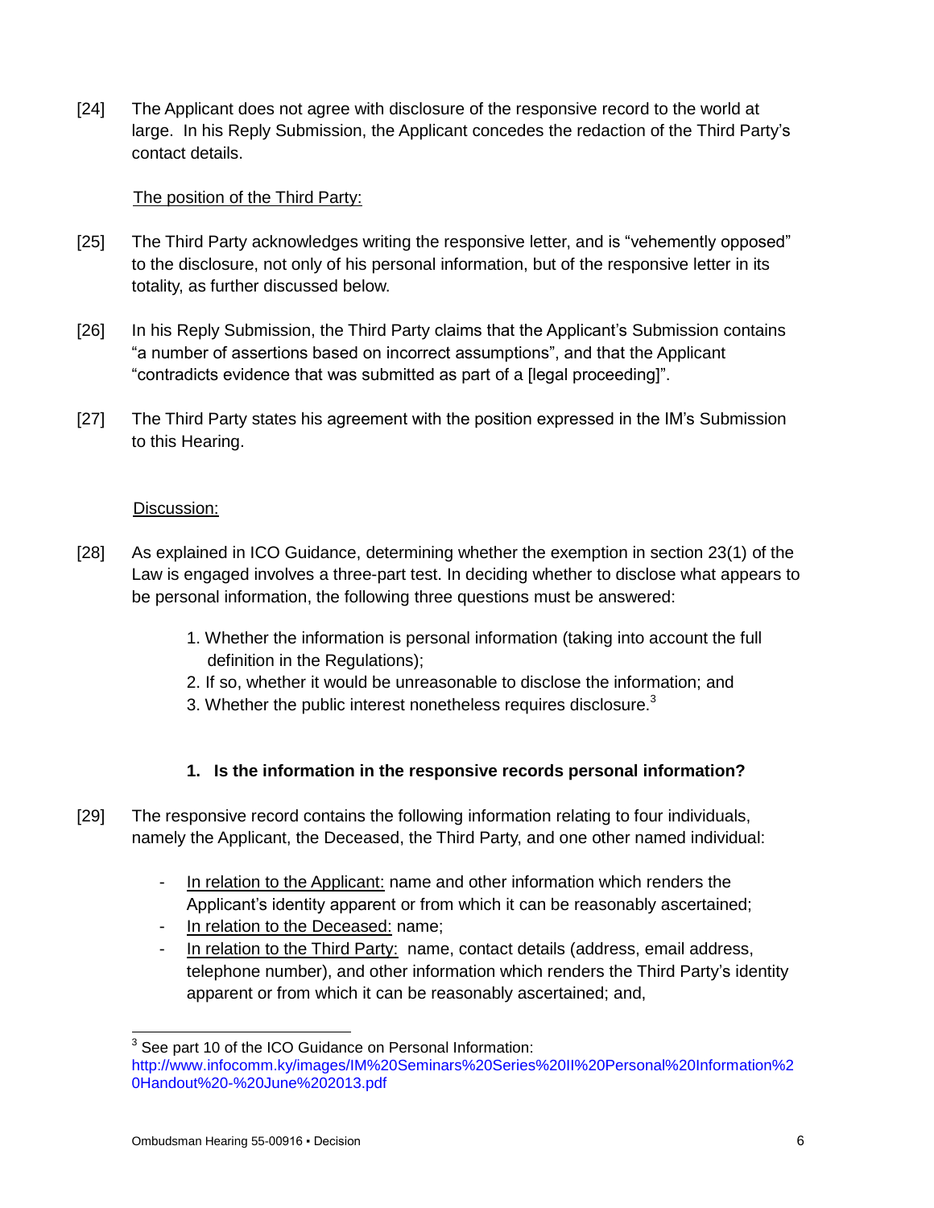[24] The Applicant does not agree with disclosure of the responsive record to the world at large. In his Reply Submission, the Applicant concedes the redaction of the Third Party's contact details.

<u>The position of the Third Party:</u>

[25] The Third Party acknowledges writing the responsive letter, and is "vehemently opposed" to the disclosure, not only of his personal information, but of the responsive letter in its totality, as further discussed below.

[26] In his Reply Submission, the Third Party claims that the Applicant's Submission contains "a number of assertions based on incorrect assumptions", and that the Applicant "contradicts evidence that was submitted as part of a [legal proceeding]".

[27] The Third Party states his agreement with the position expressed in the IM's Submission to this Hearing.

<u>Discussion:</u>

[28] As explained in ICO Guidance, determining whether the exemption in section 23(1) of the Law is engaged involves a three-part test. In deciding whether to disclose what appears to be personal information, the following three questions must be answered:

1. Whether the information is personal information (taking into account the full definition in the Regulations);
2. If so, whether it would be unreasonable to disclose the information; and
3. Whether the public interest nonetheless requires disclosure.[3]

### 1. Is the information in the responsive records personal information?

[29] The responsive record contains the following information relating to four individuals, namely the Applicant, the Deceased, the Third Party, and one other named individual:

- <u>In relation to the Applicant:</u> name and other information which renders the Applicant's identity apparent or from which it can be reasonably ascertained;
- <u>In relation to the Deceased:</u> name;
- <u>In relation to the Third Party:</u> name, contact details (address, email address, telephone number), and other information which renders the Third Party's identity apparent or from which it can be reasonably ascertained; and,

---

[3] See part 10 of the ICO Guidance on Personal Information: http://www.infocomm.ky/images/IM%20Seminars%20Series%20II%20Personal%20Information%20Handout%20-%20June%202013.pdf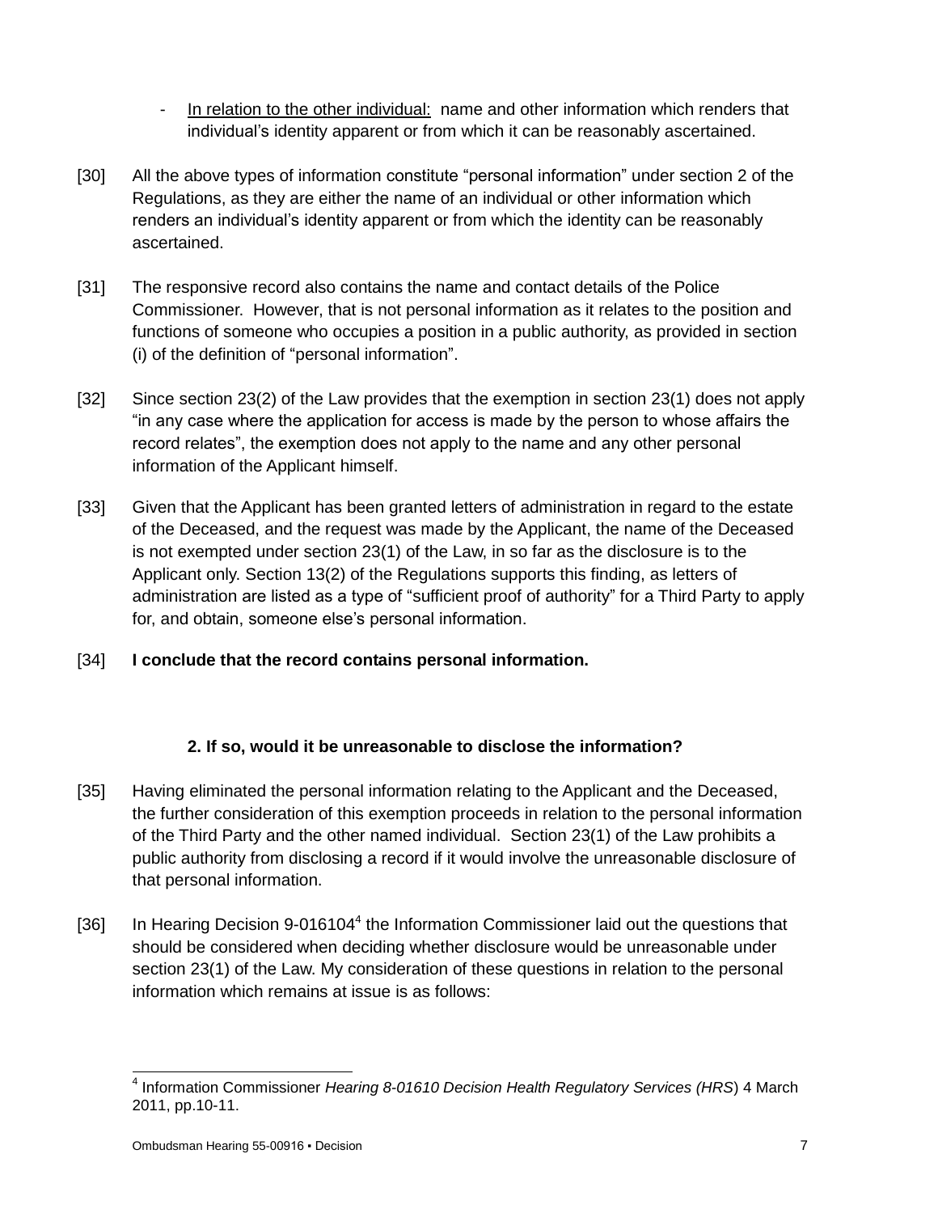- <u>In relation to the other individual:</u> name and other information which renders that individual's identity apparent or from which it can be reasonably ascertained.

[30] All the above types of information constitute "personal information" under section 2 of the Regulations, as they are either the name of an individual or other information which renders an individual's identity apparent or from which the identity can be reasonably ascertained.

[31] The responsive record also contains the name and contact details of the Police Commissioner. However, that is not personal information as it relates to the position and functions of someone who occupies a position in a public authority, as provided in section (i) of the definition of "personal information".

[32] Since section 23(2) of the Law provides that the exemption in section 23(1) does not apply "in any case where the application for access is made by the person to whose affairs the record relates", the exemption does not apply to the name and any other personal information of the Applicant himself.

[33] Given that the Applicant has been granted letters of administration in regard to the estate of the Deceased, and the request was made by the Applicant, the name of the Deceased is not exempted under section 23(1) of the Law, in so far as the disclosure is to the Applicant only. Section 13(2) of the Regulations supports this finding, as letters of administration are listed as a type of "sufficient proof of authority" for a Third Party to apply for, and obtain, someone else's personal information.

[34] **I conclude that the record contains personal information.**

### 2. If so, would it be unreasonable to disclose the information?

[35] Having eliminated the personal information relating to the Applicant and the Deceased, the further consideration of this exemption proceeds in relation to the personal information of the Third Party and the other named individual. Section 23(1) of the Law prohibits a public authority from disclosing a record if it would involve the unreasonable disclosure of that personal information.

[36] In Hearing Decision 9-016104[4] the Information Commissioner laid out the questions that should be considered when deciding whether disclosure would be unreasonable under section 23(1) of the Law. My consideration of these questions in relation to the personal information which remains at issue is as follows:

---

[4] Information Commissioner *Hearing 8-01610 Decision Health Regulatory Services (HRS*) 4 March 2011, pp.10-11.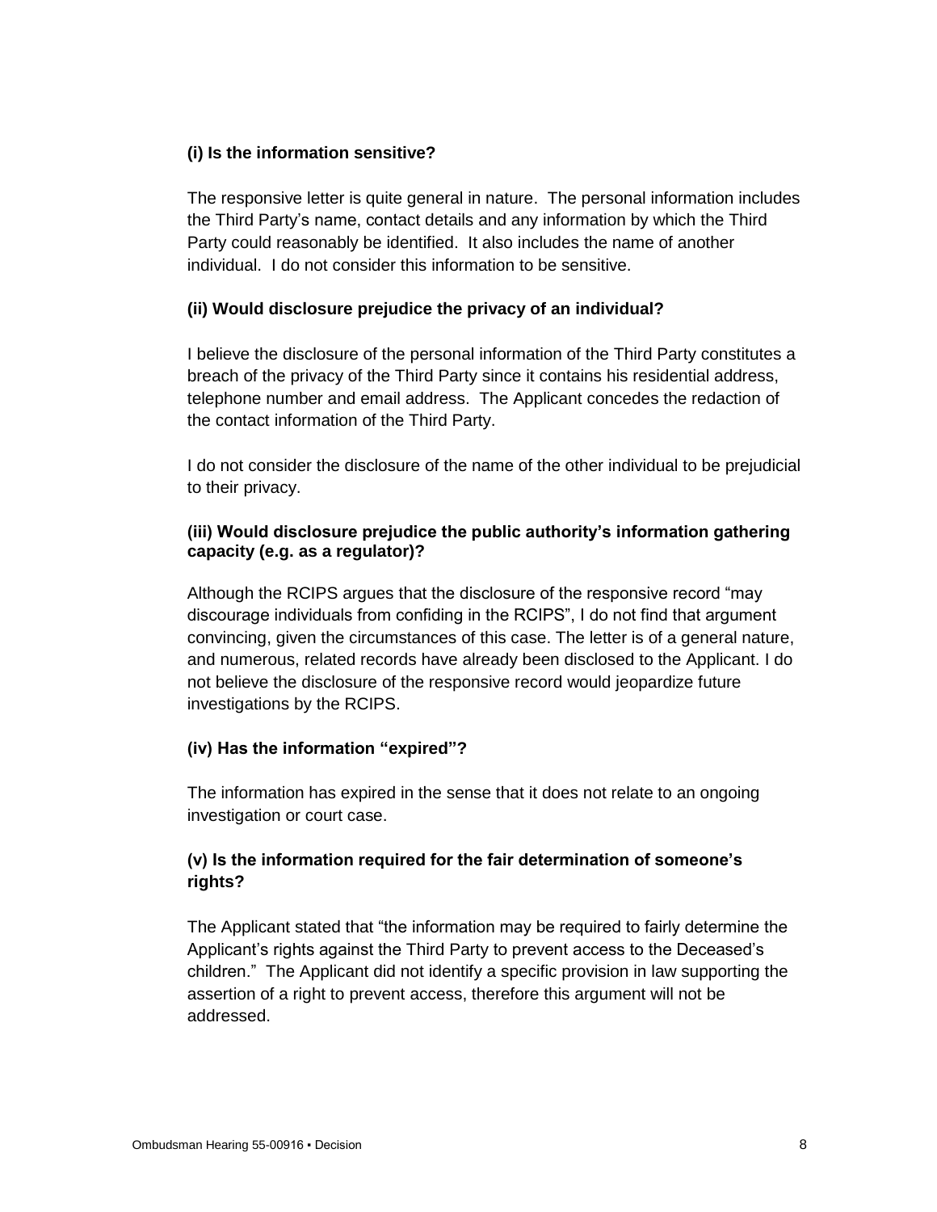**(i) Is the information sensitive?**

The responsive letter is quite general in nature. The personal information includes the Third Party's name, contact details and any information by which the Third Party could reasonably be identified. It also includes the name of another individual. I do not consider this information to be sensitive.

**(ii) Would disclosure prejudice the privacy of an individual?**

I believe the disclosure of the personal information of the Third Party constitutes a breach of the privacy of the Third Party since it contains his residential address, telephone number and email address. The Applicant concedes the redaction of the contact information of the Third Party.

I do not consider the disclosure of the name of the other individual to be prejudicial to their privacy.

**(iii) Would disclosure prejudice the public authority's information gathering capacity (e.g. as a regulator)?**

Although the RCIPS argues that the disclosure of the responsive record "may discourage individuals from confiding in the RCIPS", I do not find that argument convincing, given the circumstances of this case. The letter is of a general nature, and numerous, related records have already been disclosed to the Applicant. I do not believe the disclosure of the responsive record would jeopardize future investigations by the RCIPS.

**(iv) Has the information "expired"?**

The information has expired in the sense that it does not relate to an ongoing investigation or court case.

**(v) Is the information required for the fair determination of someone's rights?**

The Applicant stated that "the information may be required to fairly determine the Applicant's rights against the Third Party to prevent access to the Deceased's children." The Applicant did not identify a specific provision in law supporting the assertion of a right to prevent access, therefore this argument will not be addressed.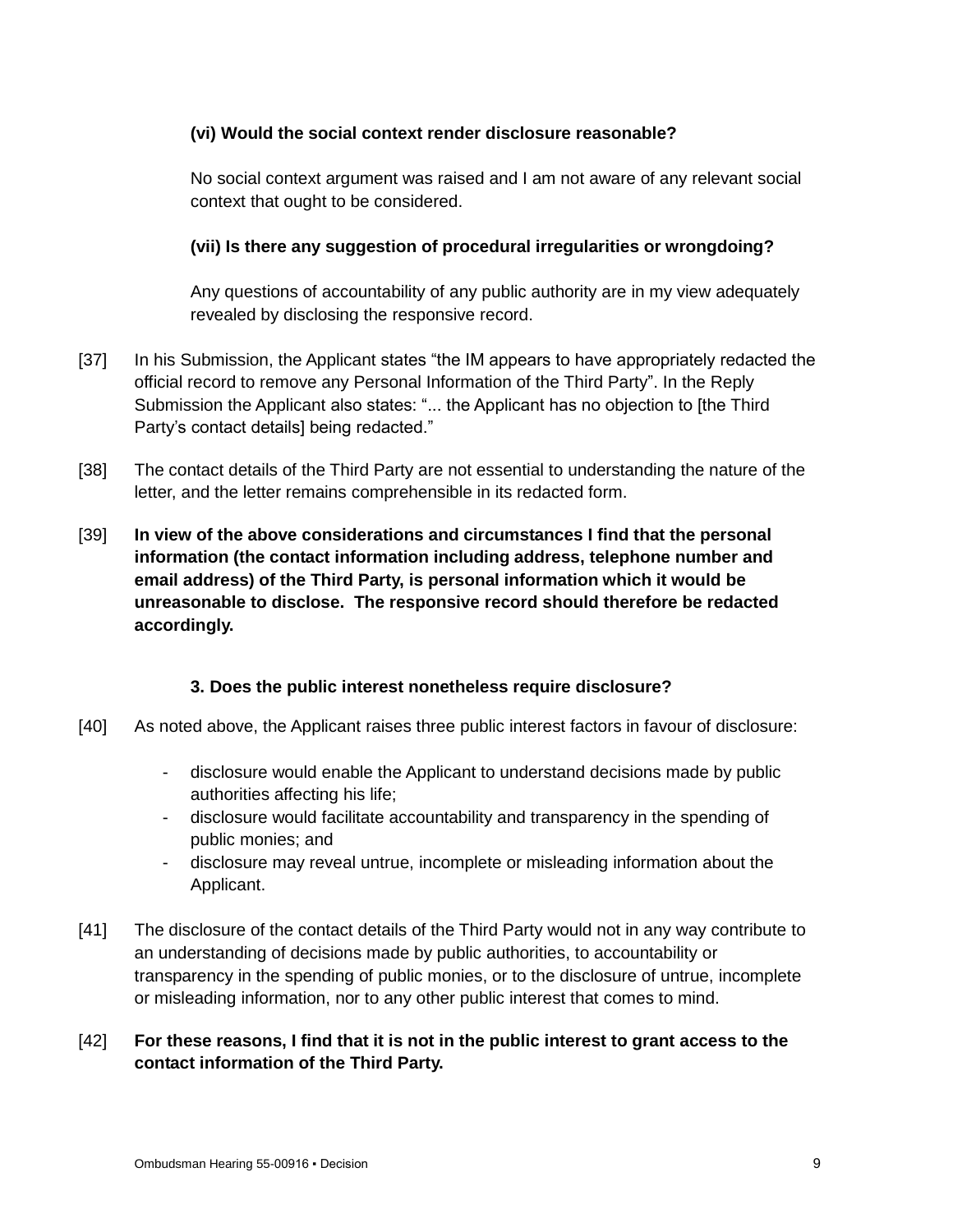**(vi) Would the social context render disclosure reasonable?**

No social context argument was raised and I am not aware of any relevant social context that ought to be considered.

**(vii) Is there any suggestion of procedural irregularities or wrongdoing?**

Any questions of accountability of any public authority are in my view adequately revealed by disclosing the responsive record.

[37] In his Submission, the Applicant states "the IM appears to have appropriately redacted the official record to remove any Personal Information of the Third Party". In the Reply Submission the Applicant also states: "... the Applicant has no objection to [the Third Party's contact details] being redacted."

[38] The contact details of the Third Party are not essential to understanding the nature of the letter, and the letter remains comprehensible in its redacted form.

[39] **In view of the above considerations and circumstances I find that the personal information (the contact information including address, telephone number and email address) of the Third Party, is personal information which it would be unreasonable to disclose. The responsive record should therefore be redacted accordingly.**

**3. Does the public interest nonetheless require disclosure?**

[40] As noted above, the Applicant raises three public interest factors in favour of disclosure:

- disclosure would enable the Applicant to understand decisions made by public authorities affecting his life;
- disclosure would facilitate accountability and transparency in the spending of public monies; and
- disclosure may reveal untrue, incomplete or misleading information about the Applicant.

[41] The disclosure of the contact details of the Third Party would not in any way contribute to an understanding of decisions made by public authorities, to accountability or transparency in the spending of public monies, or to the disclosure of untrue, incomplete or misleading information, nor to any other public interest that comes to mind.

[42] **For these reasons, I find that it is not in the public interest to grant access to the contact information of the Third Party.**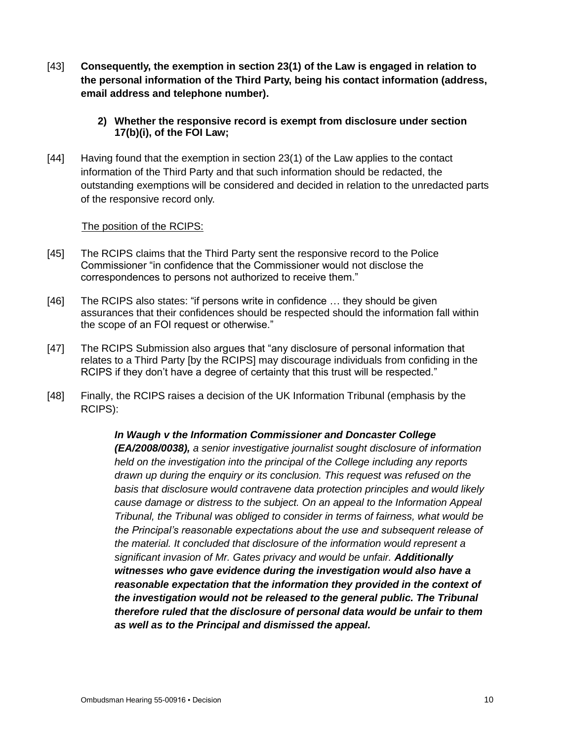[43] **Consequently, the exemption in section 23(1) of the Law is engaged in relation to the personal information of the Third Party, being his contact information (address, email address and telephone number).**

**2) Whether the responsive record is exempt from disclosure under section 17(b)(i), of the FOI Law;**

[44] Having found that the exemption in section 23(1) of the Law applies to the contact information of the Third Party and that such information should be redacted, the outstanding exemptions will be considered and decided in relation to the unredacted parts of the responsive record only.

<u>The position of the RCIPS:</u>

[45] The RCIPS claims that the Third Party sent the responsive record to the Police Commissioner "in confidence that the Commissioner would not disclose the correspondences to persons not authorized to receive them."

[46] The RCIPS also states: "if persons write in confidence … they should be given assurances that their confidences should be respected should the information fall within the scope of an FOI request or otherwise."

[47] The RCIPS Submission also argues that "any disclosure of personal information that relates to a Third Party [by the RCIPS] may discourage individuals from confiding in the RCIPS if they don't have a degree of certainty that this trust will be respected."

[48] Finally, the RCIPS raises a decision of the UK Information Tribunal (emphasis by the RCIPS):

> ***In Waugh v the Information Commissioner and Doncaster College (EA/2008/0038),*** *a senior investigative journalist sought disclosure of information held on the investigation into the principal of the College including any reports drawn up during the enquiry or its conclusion. This request was refused on the basis that disclosure would contravene data protection principles and would likely cause damage or distress to the subject. On an appeal to the Information Appeal Tribunal, the Tribunal was obliged to consider in terms of fairness, what would be the Principal's reasonable expectations about the use and subsequent release of the material. It concluded that disclosure of the information would represent a significant invasion of Mr. Gates privacy and would be unfair.* ***Additionally witnesses who gave evidence during the investigation would also have a reasonable expectation that the information they provided in the context of the investigation would not be released to the general public. The Tribunal therefore ruled that the disclosure of personal data would be unfair to them as well as to the Principal and dismissed the appeal.***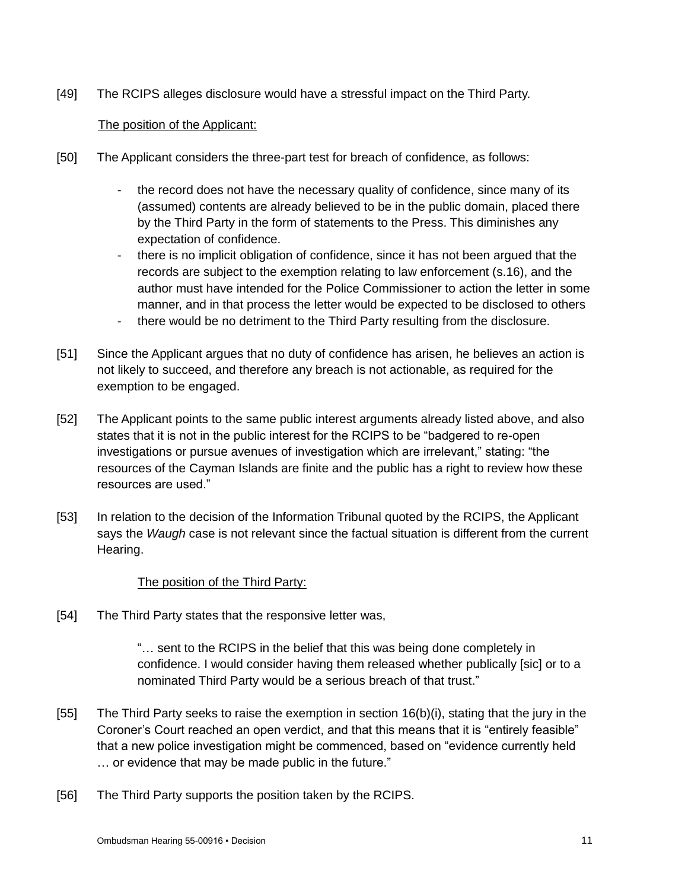[49] The RCIPS alleges disclosure would have a stressful impact on the Third Party.

The position of the Applicant:

[50] The Applicant considers the three-part test for breach of confidence, as follows:

- the record does not have the necessary quality of confidence, since many of its (assumed) contents are already believed to be in the public domain, placed there by the Third Party in the form of statements to the Press. This diminishes any expectation of confidence.
- there is no implicit obligation of confidence, since it has not been argued that the records are subject to the exemption relating to law enforcement (s.16), and the author must have intended for the Police Commissioner to action the letter in some manner, and in that process the letter would be expected to be disclosed to others
- there would be no detriment to the Third Party resulting from the disclosure.

[51] Since the Applicant argues that no duty of confidence has arisen, he believes an action is not likely to succeed, and therefore any breach is not actionable, as required for the exemption to be engaged.

[52] The Applicant points to the same public interest arguments already listed above, and also states that it is not in the public interest for the RCIPS to be "badgered to re-open investigations or pursue avenues of investigation which are irrelevant," stating: "the resources of the Cayman Islands are finite and the public has a right to review how these resources are used."

[53] In relation to the decision of the Information Tribunal quoted by the RCIPS, the Applicant says the *Waugh* case is not relevant since the factual situation is different from the current Hearing.

The position of the Third Party:

[54] The Third Party states that the responsive letter was,

> "… sent to the RCIPS in the belief that this was being done completely in confidence. I would consider having them released whether publically [sic] or to a nominated Third Party would be a serious breach of that trust."

[55] The Third Party seeks to raise the exemption in section 16(b)(i), stating that the jury in the Coroner's Court reached an open verdict, and that this means that it is "entirely feasible" that a new police investigation might be commenced, based on "evidence currently held … or evidence that may be made public in the future."

[56] The Third Party supports the position taken by the RCIPS.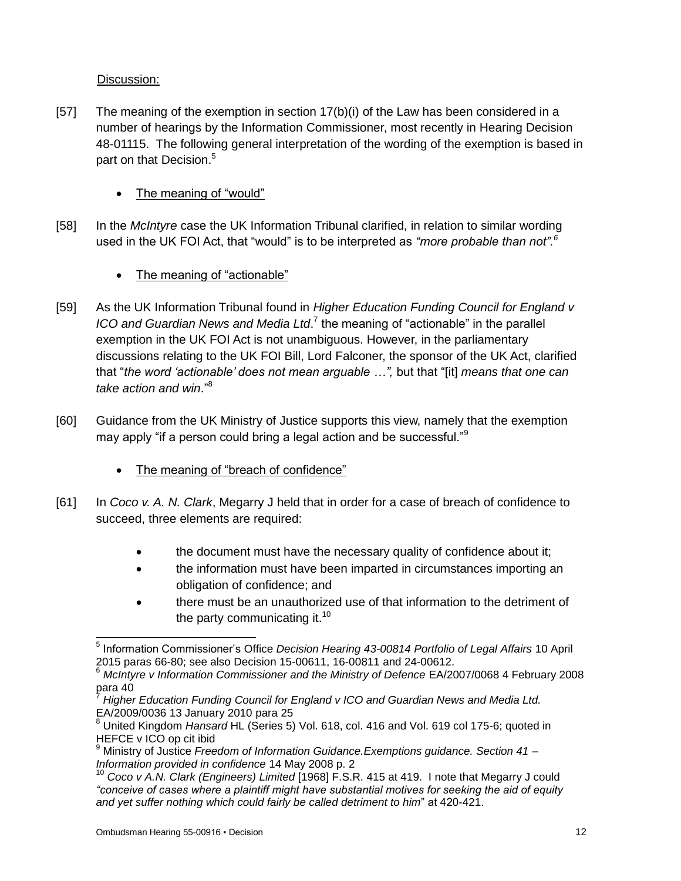Discussion:

[57] The meaning of the exemption in section 17(b)(i) of the Law has been considered in a number of hearings by the Information Commissioner, most recently in Hearing Decision 48-01115. The following general interpretation of the wording of the exemption is based in part on that Decision.[5]

- The meaning of "would"

[58] In the *McIntyre* case the UK Information Tribunal clarified, in relation to similar wording used in the UK FOI Act, that "would" is to be interpreted as *"more probable than not".*[6]

- The meaning of "actionable"

[59] As the UK Information Tribunal found in *Higher Education Funding Council for England v ICO and Guardian News and Media Ltd*.[7] the meaning of "actionable" in the parallel exemption in the UK FOI Act is not unambiguous. However, in the parliamentary discussions relating to the UK FOI Bill, Lord Falconer, the sponsor of the UK Act, clarified that "*the word 'actionable' does not mean arguable …",* but that "[it] *means that one can take action and win*."[8]

[60] Guidance from the UK Ministry of Justice supports this view, namely that the exemption may apply "if a person could bring a legal action and be successful."[9]

- The meaning of "breach of confidence"

[61] In *Coco v. A. N. Clark*, Megarry J held that in order for a case of breach of confidence to succeed, three elements are required:

- the document must have the necessary quality of confidence about it;
- the information must have been imparted in circumstances importing an obligation of confidence; and
- there must be an unauthorized use of that information to the detriment of the party communicating it.[10]

---

[5] Information Commissioner's Office *Decision Hearing 43-00814 Portfolio of Legal Affairs* 10 April 2015 paras 66-80; see also Decision 15-00611, 16-00811 and 24-00612.

[6] *McIntyre v Information Commissioner and the Ministry of Defence* EA/2007/0068 4 February 2008 para 40

[7] *Higher Education Funding Council for England v ICO and Guardian News and Media Ltd.* EA/2009/0036 13 January 2010 para 25

[8] United Kingdom *Hansard* HL (Series 5) Vol. 618, col. 416 and Vol. 619 col 175-6; quoted in HEFCE v ICO op cit ibid

[9] Ministry of Justice *Freedom of Information Guidance.Exemptions guidance. Section 41 – Information provided in confidence* 14 May 2008 p. 2

[10] *Coco v A.N. Clark (Engineers) Limited* [1968] F.S.R. 415 at 419. I note that Megarry J could *"conceive of cases where a plaintiff might have substantial motives for seeking the aid of equity and yet suffer nothing which could fairly be called detriment to him*" at 420-421.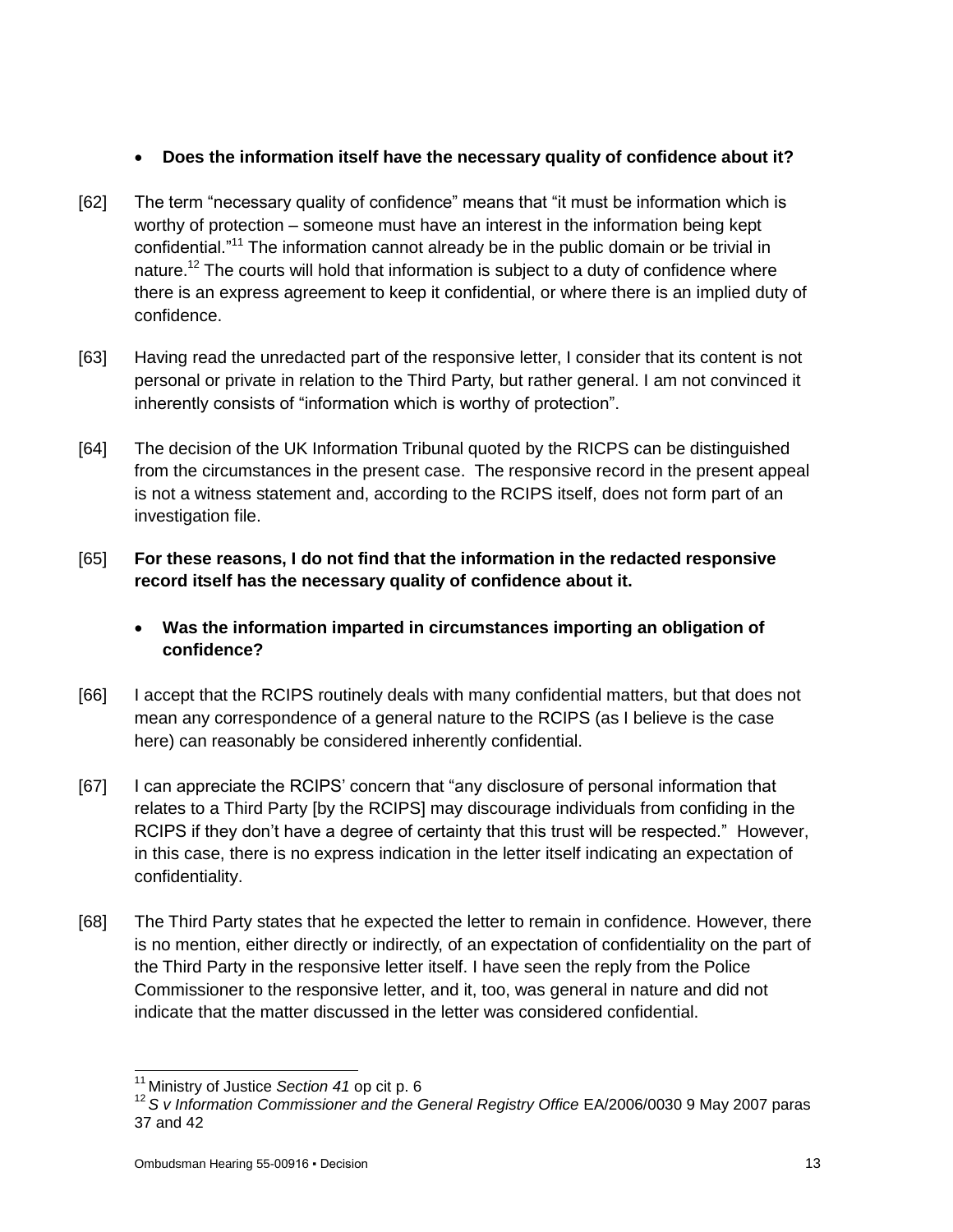- **Does the information itself have the necessary quality of confidence about it?**

[62] The term "necessary quality of confidence" means that "it must be information which is worthy of protection – someone must have an interest in the information being kept confidential."[11] The information cannot already be in the public domain or be trivial in nature.[12] The courts will hold that information is subject to a duty of confidence where there is an express agreement to keep it confidential, or where there is an implied duty of confidence.

[63] Having read the unredacted part of the responsive letter, I consider that its content is not personal or private in relation to the Third Party, but rather general. I am not convinced it inherently consists of "information which is worthy of protection".

[64] The decision of the UK Information Tribunal quoted by the RICPS can be distinguished from the circumstances in the present case. The responsive record in the present appeal is not a witness statement and, according to the RCIPS itself, does not form part of an investigation file.

[65] **For these reasons, I do not find that the information in the redacted responsive record itself has the necessary quality of confidence about it.**

- **Was the information imparted in circumstances importing an obligation of confidence?**

[66] I accept that the RCIPS routinely deals with many confidential matters, but that does not mean any correspondence of a general nature to the RCIPS (as I believe is the case here) can reasonably be considered inherently confidential.

[67] I can appreciate the RCIPS' concern that "any disclosure of personal information that relates to a Third Party [by the RCIPS] may discourage individuals from confiding in the RCIPS if they don't have a degree of certainty that this trust will be respected." However, in this case, there is no express indication in the letter itself indicating an expectation of confidentiality.

[68] The Third Party states that he expected the letter to remain in confidence. However, there is no mention, either directly or indirectly, of an expectation of confidentiality on the part of the Third Party in the responsive letter itself. I have seen the reply from the Police Commissioner to the responsive letter, and it, too, was general in nature and did not indicate that the matter discussed in the letter was considered confidential.

---

[11] Ministry of Justice *Section 41* op cit p. 6

[12] *S v Information Commissioner and the General Registry Office* EA/2006/0030 9 May 2007 paras 37 and 42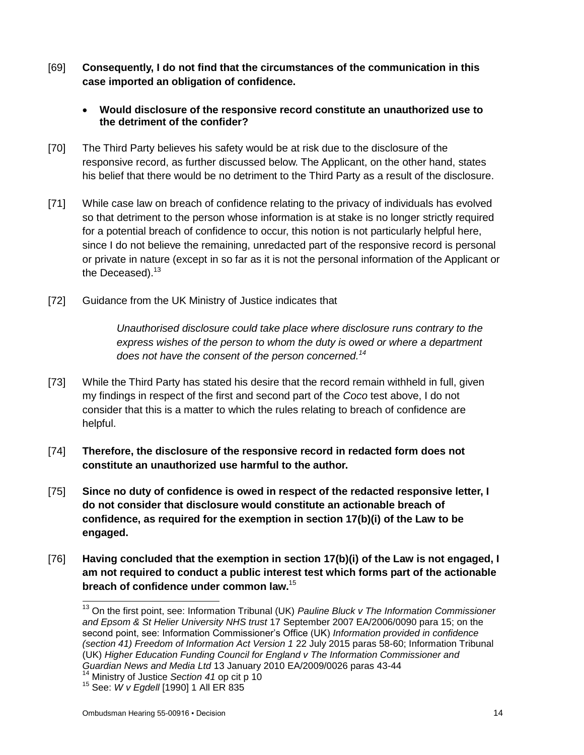[69] **Consequently, I do not find that the circumstances of the communication in this case imported an obligation of confidence.**

- **Would disclosure of the responsive record constitute an unauthorized use to the detriment of the confider?**

[70] The Third Party believes his safety would be at risk due to the disclosure of the responsive record, as further discussed below. The Applicant, on the other hand, states his belief that there would be no detriment to the Third Party as a result of the disclosure.

[71] While case law on breach of confidence relating to the privacy of individuals has evolved so that detriment to the person whose information is at stake is no longer strictly required for a potential breach of confidence to occur, this notion is not particularly helpful here, since I do not believe the remaining, unredacted part of the responsive record is personal or private in nature (except in so far as it is not the personal information of the Applicant or the Deceased).[13]

[72] Guidance from the UK Ministry of Justice indicates that

> *Unauthorised disclosure could take place where disclosure runs contrary to the express wishes of the person to whom the duty is owed or where a department does not have the consent of the person concerned.*[14]

[73] While the Third Party has stated his desire that the record remain withheld in full, given my findings in respect of the first and second part of the *Coco* test above, I do not consider that this is a matter to which the rules relating to breach of confidence are helpful.

[74] **Therefore, the disclosure of the responsive record in redacted form does not constitute an unauthorized use harmful to the author.**

[75] **Since no duty of confidence is owed in respect of the redacted responsive letter, I do not consider that disclosure would constitute an actionable breach of confidence, as required for the exemption in section 17(b)(i) of the Law to be engaged.**

[76] **Having concluded that the exemption in section 17(b)(i) of the Law is not engaged, I am not required to conduct a public interest test which forms part of the actionable breach of confidence under common law.**[15]

---

[13] On the first point, see: Information Tribunal (UK) *Pauline Bluck v The Information Commissioner and Epsom & St Helier University NHS trust* 17 September 2007 EA/2006/0090 para 15; on the second point, see: Information Commissioner's Office (UK) *Information provided in confidence (section 41) Freedom of Information Act Version 1* 22 July 2015 paras 58-60; Information Tribunal (UK) *Higher Education Funding Council for England v The Information Commissioner and Guardian News and Media Ltd* 13 January 2010 EA/2009/0026 paras 43-44

[14] Ministry of Justice *Section 41* op cit p 10

[15] See: *W v Egdell* [1990] 1 All ER 835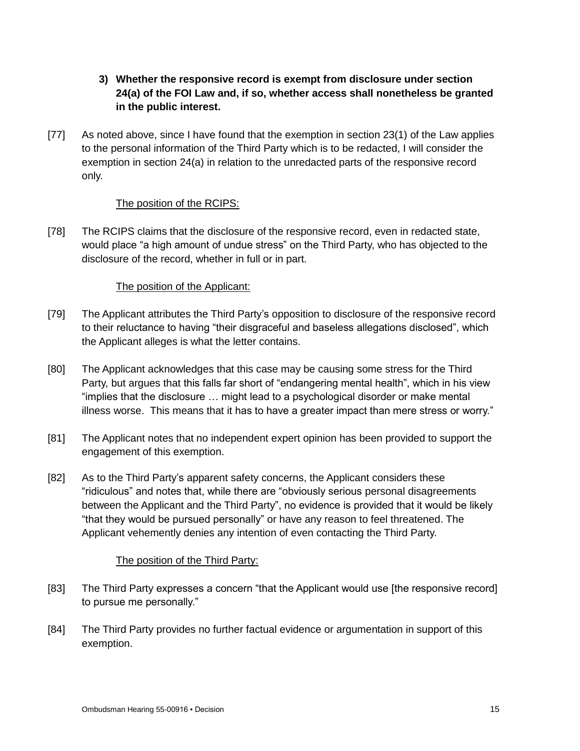3) **Whether the responsive record is exempt from disclosure under section 24(a) of the FOI Law and, if so, whether access shall nonetheless be granted in the public interest.**

[77] As noted above, since I have found that the exemption in section 23(1) of the Law applies to the personal information of the Third Party which is to be redacted, I will consider the exemption in section 24(a) in relation to the unredacted parts of the responsive record only.

The position of the RCIPS:

[78] The RCIPS claims that the disclosure of the responsive record, even in redacted state, would place "a high amount of undue stress" on the Third Party, who has objected to the disclosure of the record, whether in full or in part.

The position of the Applicant:

[79] The Applicant attributes the Third Party's opposition to disclosure of the responsive record to their reluctance to having "their disgraceful and baseless allegations disclosed", which the Applicant alleges is what the letter contains.

[80] The Applicant acknowledges that this case may be causing some stress for the Third Party, but argues that this falls far short of "endangering mental health", which in his view "implies that the disclosure … might lead to a psychological disorder or make mental illness worse. This means that it has to have a greater impact than mere stress or worry."

[81] The Applicant notes that no independent expert opinion has been provided to support the engagement of this exemption.

[82] As to the Third Party's apparent safety concerns, the Applicant considers these "ridiculous" and notes that, while there are "obviously serious personal disagreements between the Applicant and the Third Party", no evidence is provided that it would be likely "that they would be pursued personally" or have any reason to feel threatened. The Applicant vehemently denies any intention of even contacting the Third Party.

The position of the Third Party:

[83] The Third Party expresses a concern "that the Applicant would use [the responsive record] to pursue me personally."

[84] The Third Party provides no further factual evidence or argumentation in support of this exemption.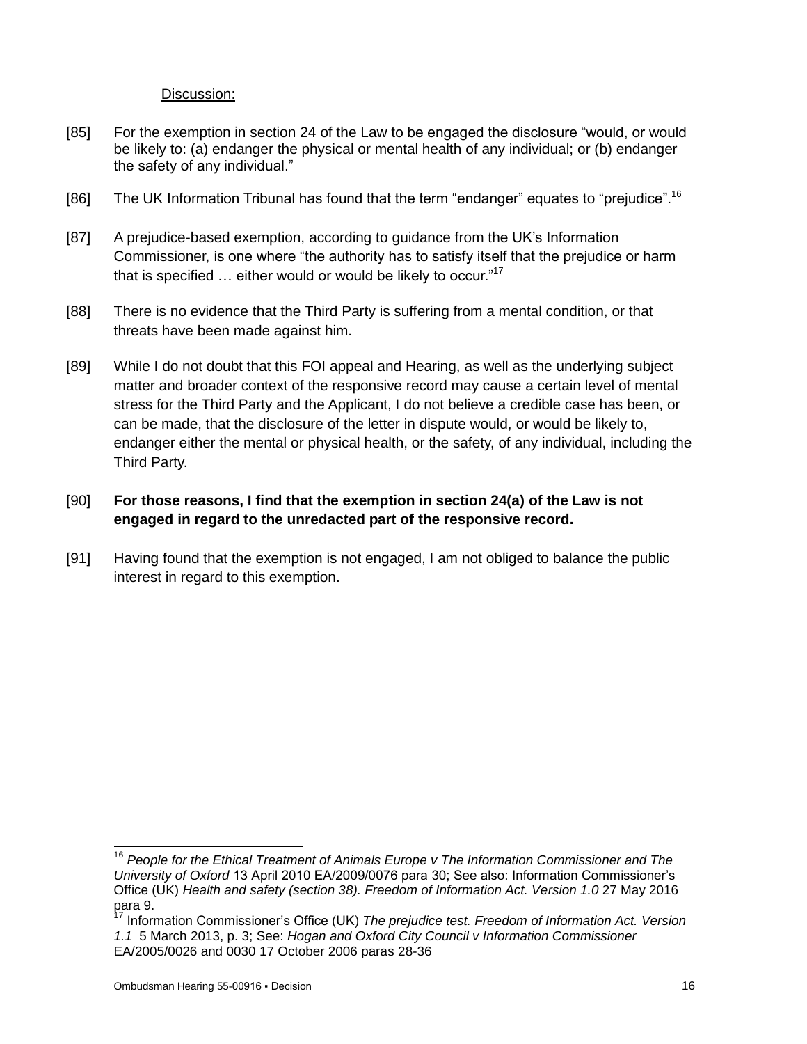Discussion:

[85] For the exemption in section 24 of the Law to be engaged the disclosure “would, or would be likely to: (a) endanger the physical or mental health of any individual; or (b) endanger the safety of any individual.”

[86] The UK Information Tribunal has found that the term “endanger” equates to “prejudice”.[16]

[87] A prejudice-based exemption, according to guidance from the UK’s Information Commissioner, is one where “the authority has to satisfy itself that the prejudice or harm that is specified … either would or would be likely to occur.”[17]

[88] There is no evidence that the Third Party is suffering from a mental condition, or that threats have been made against him.

[89] While I do not doubt that this FOI appeal and Hearing, as well as the underlying subject matter and broader context of the responsive record may cause a certain level of mental stress for the Third Party and the Applicant, I do not believe a credible case has been, or can be made, that the disclosure of the letter in dispute would, or would be likely to, endanger either the mental or physical health, or the safety, of any individual, including the Third Party.

[90] **For those reasons, I find that the exemption in section 24(a) of the Law is not engaged in regard to the unredacted part of the responsive record.**

[91] Having found that the exemption is not engaged, I am not obliged to balance the public interest in regard to this exemption.

---

[16] *People for the Ethical Treatment of Animals Europe v The Information Commissioner and The University of Oxford* 13 April 2010 EA/2009/0076 para 30; See also: Information Commissioner’s Office (UK) *Health and safety (section 38). Freedom of Information Act. Version 1.0* 27 May 2016 para 9.

[17] Information Commissioner’s Office (UK) *The prejudice test. Freedom of Information Act. Version 1.1* 5 March 2013, p. 3; See: *Hogan and Oxford City Council v Information Commissioner* EA/2005/0026 and 0030 17 October 2006 paras 28-36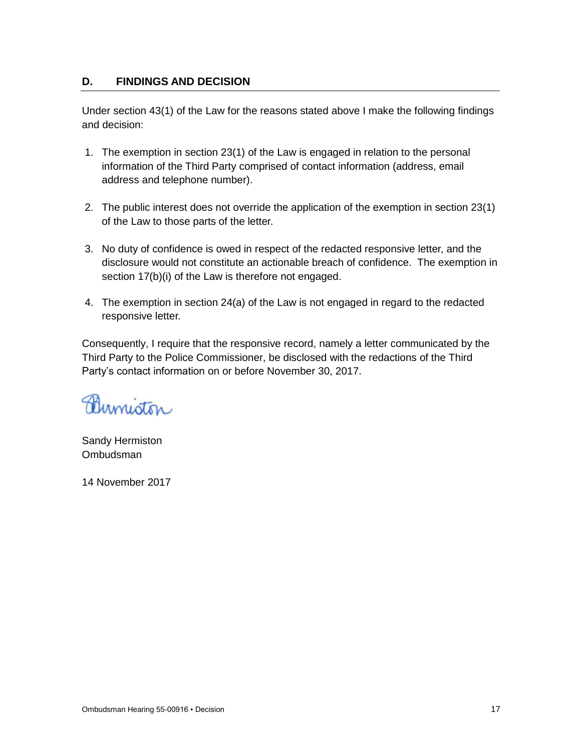## D. FINDINGS AND DECISION

Under section 43(1) of the Law for the reasons stated above I make the following findings and decision:

1. The exemption in section 23(1) of the Law is engaged in relation to the personal information of the Third Party comprised of contact information (address, email address and telephone number).

2. The public interest does not override the application of the exemption in section 23(1) of the Law to those parts of the letter.

3. No duty of confidence is owed in respect of the redacted responsive letter, and the disclosure would not constitute an actionable breach of confidence. The exemption in section 17(b)(i) of the Law is therefore not engaged.

4. The exemption in section 24(a) of the Law is not engaged in regard to the redacted responsive letter.

Consequently, I require that the responsive record, namely a letter communicated by the Third Party to the Police Commissioner, be disclosed with the redactions of the Third Party's contact information on or before November 30, 2017.

Sandy Hermiston
Ombudsman

14 November 2017